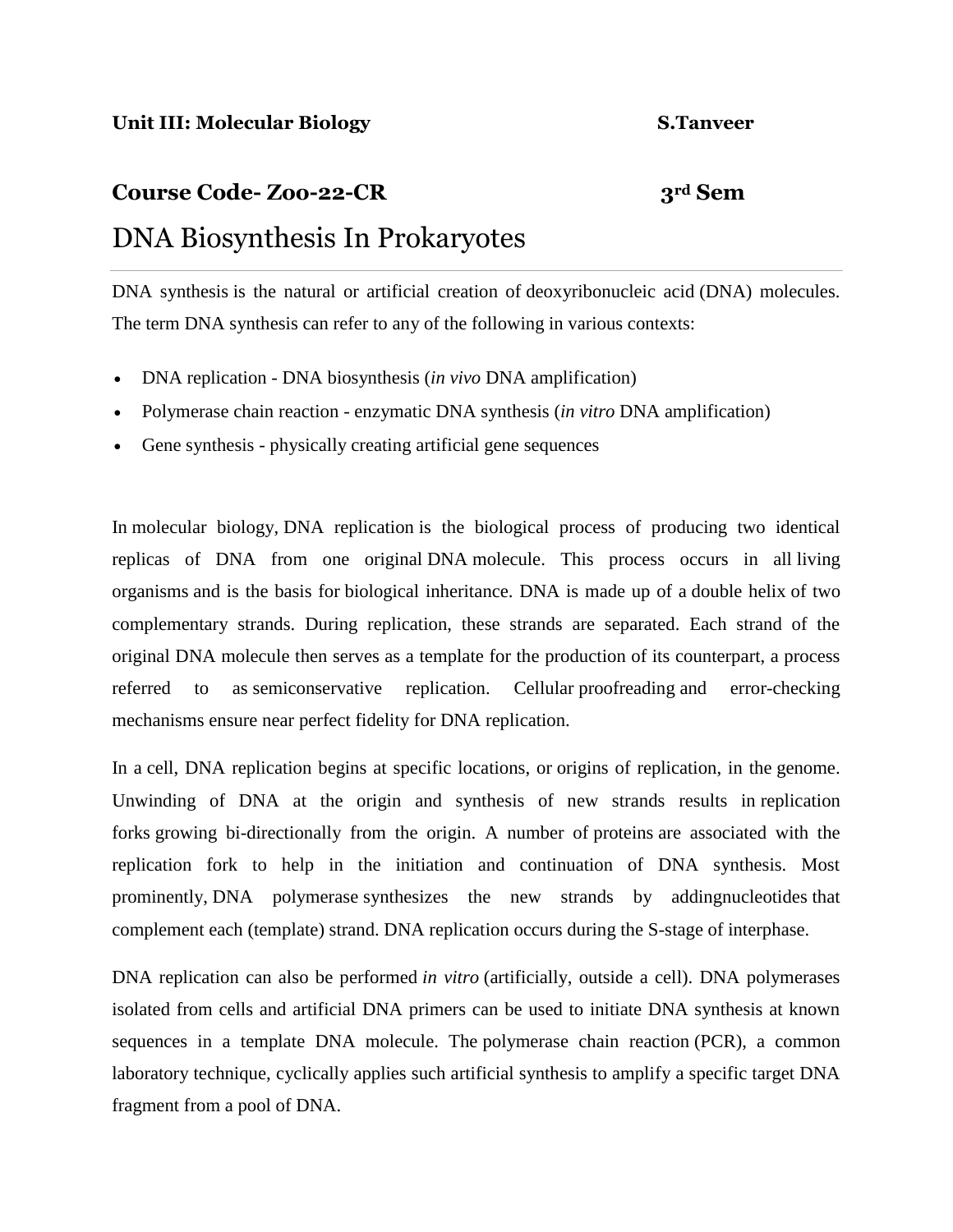**Unit III: Molecular Biology** **S.Tanveer**

**Course Code- Zoo-22-CR** **3rd Sem**

# DNA Biosynthesis In Prokaryotes

DNA synthesis is the natural or artificial creation of deoxyribonucleic acid (DNA) molecules. The term DNA synthesis can refer to any of the following in various contexts:

- DNA replication - DNA biosynthesis (*in vivo* DNA amplification)
- Polymerase chain reaction - enzymatic DNA synthesis (*in vitro* DNA amplification)
- Gene synthesis - physically creating artificial gene sequences

In molecular biology, DNA replication is the biological process of producing two identical replicas of DNA from one original DNA molecule. This process occurs in all living organisms and is the basis for biological inheritance. DNA is made up of a double helix of two complementary strands. During replication, these strands are separated. Each strand of the original DNA molecule then serves as a template for the production of its counterpart, a process referred to as semiconservative replication. Cellular proofreading and error-checking mechanisms ensure near perfect fidelity for DNA replication.

In a cell, DNA replication begins at specific locations, or origins of replication, in the genome. Unwinding of DNA at the origin and synthesis of new strands results in replication forks growing bi-directionally from the origin. A number of proteins are associated with the replication fork to help in the initiation and continuation of DNA synthesis. Most prominently, DNA polymerase synthesizes the new strands by addingnucleotides that complement each (template) strand. DNA replication occurs during the S-stage of interphase.

DNA replication can also be performed *in vitro* (artificially, outside a cell). DNA polymerases isolated from cells and artificial DNA primers can be used to initiate DNA synthesis at known sequences in a template DNA molecule. The polymerase chain reaction (PCR), a common laboratory technique, cyclically applies such artificial synthesis to amplify a specific target DNA fragment from a pool of DNA.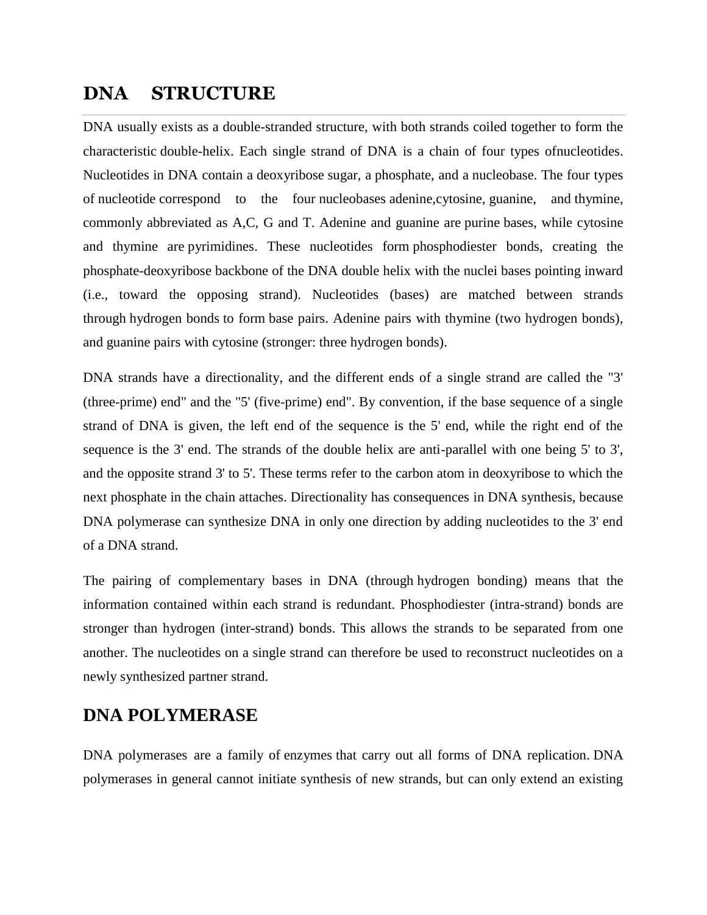## DNA STRUCTURE

DNA usually exists as a double-stranded structure, with both strands coiled together to form the characteristic double-helix. Each single strand of DNA is a chain of four types ofnucleotides. Nucleotides in DNA contain a deoxyribose sugar, a phosphate, and a nucleobase. The four types of nucleotide correspond to the four nucleobases adenine,cytosine, guanine, and thymine, commonly abbreviated as A,C, G and T. Adenine and guanine are purine bases, while cytosine and thymine are pyrimidines. These nucleotides form phosphodiester bonds, creating the phosphate-deoxyribose backbone of the DNA double helix with the nuclei bases pointing inward (i.e., toward the opposing strand). Nucleotides (bases) are matched between strands through hydrogen bonds to form base pairs. Adenine pairs with thymine (two hydrogen bonds), and guanine pairs with cytosine (stronger: three hydrogen bonds).

DNA strands have a directionality, and the different ends of a single strand are called the "3' (three-prime) end" and the "5' (five-prime) end". By convention, if the base sequence of a single strand of DNA is given, the left end of the sequence is the 5' end, while the right end of the sequence is the 3' end. The strands of the double helix are anti-parallel with one being 5' to 3', and the opposite strand 3' to 5'. These terms refer to the carbon atom in deoxyribose to which the next phosphate in the chain attaches. Directionality has consequences in DNA synthesis, because DNA polymerase can synthesize DNA in only one direction by adding nucleotides to the 3' end of a DNA strand.

The pairing of complementary bases in DNA (through hydrogen bonding) means that the information contained within each strand is redundant. Phosphodiester (intra-strand) bonds are stronger than hydrogen (inter-strand) bonds. This allows the strands to be separated from one another. The nucleotides on a single strand can therefore be used to reconstruct nucleotides on a newly synthesized partner strand.

## DNA POLYMERASE

DNA polymerases are a family of enzymes that carry out all forms of DNA replication. DNA polymerases in general cannot initiate synthesis of new strands, but can only extend an existing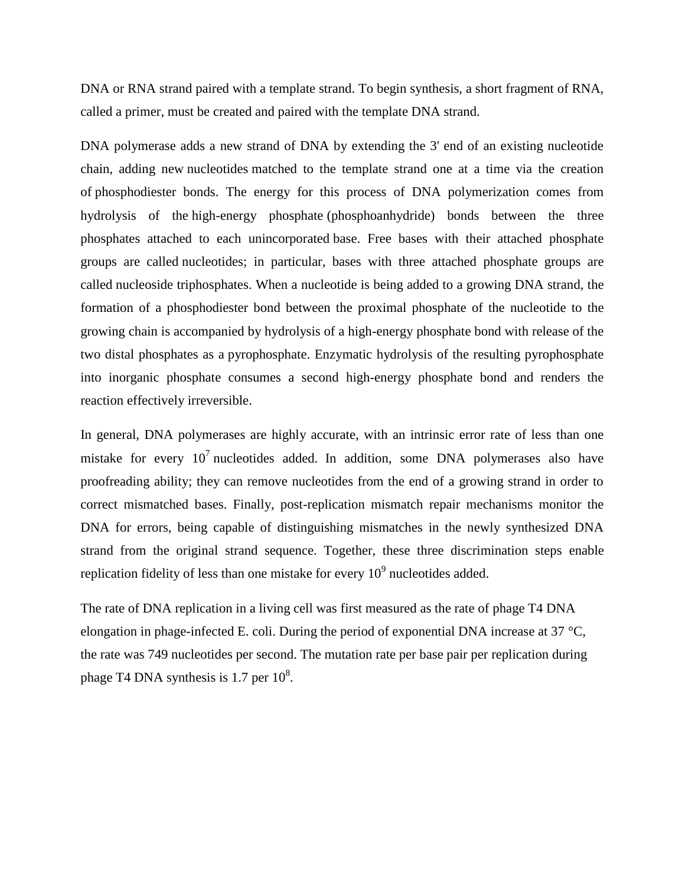DNA or RNA strand paired with a template strand. To begin synthesis, a short fragment of RNA, called a primer, must be created and paired with the template DNA strand.

DNA polymerase adds a new strand of DNA by extending the 3' end of an existing nucleotide chain, adding new nucleotides matched to the template strand one at a time via the creation of phosphodiester bonds. The energy for this process of DNA polymerization comes from hydrolysis of the high-energy phosphate (phosphoanhydride) bonds between the three phosphates attached to each unincorporated base. Free bases with their attached phosphate groups are called nucleotides; in particular, bases with three attached phosphate groups are called nucleoside triphosphates. When a nucleotide is being added to a growing DNA strand, the formation of a phosphodiester bond between the proximal phosphate of the nucleotide to the growing chain is accompanied by hydrolysis of a high-energy phosphate bond with release of the two distal phosphates as a pyrophosphate. Enzymatic hydrolysis of the resulting pyrophosphate into inorganic phosphate consumes a second high-energy phosphate bond and renders the reaction effectively irreversible.

In general, DNA polymerases are highly accurate, with an intrinsic error rate of less than one mistake for every $10^7$ nucleotides added. In addition, some DNA polymerases also have proofreading ability; they can remove nucleotides from the end of a growing strand in order to correct mismatched bases. Finally, post-replication mismatch repair mechanisms monitor the DNA for errors, being capable of distinguishing mismatches in the newly synthesized DNA strand from the original strand sequence. Together, these three discrimination steps enable replication fidelity of less than one mistake for every $10^9$ nucleotides added.

The rate of DNA replication in a living cell was first measured as the rate of phage T4 DNA elongation in phage-infected E. coli. During the period of exponential DNA increase at 37 °C, the rate was 749 nucleotides per second. The mutation rate per base pair per replication during phage T4 DNA synthesis is 1.7 per $10^8$.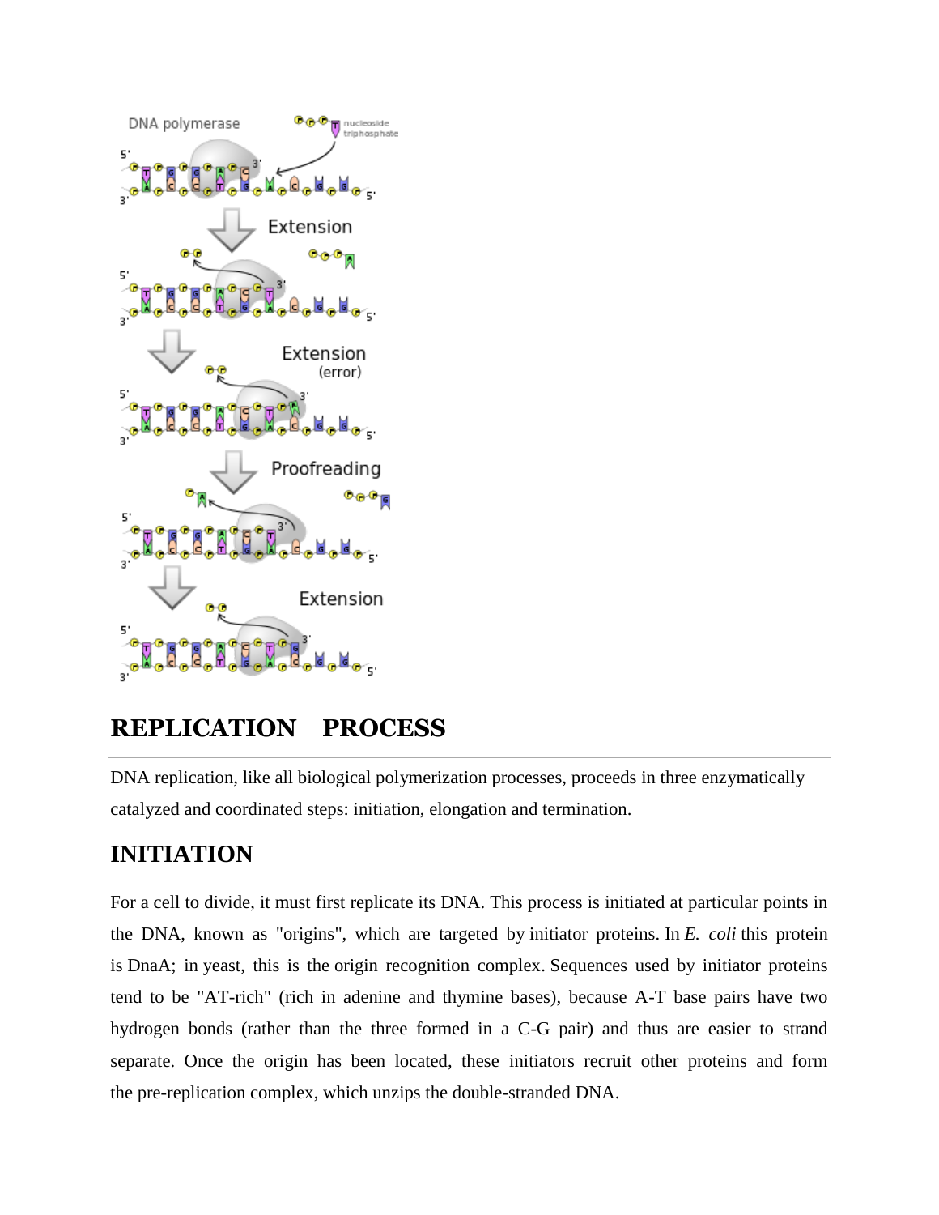## REPLICATION PROCESS

DNA replication, like all biological polymerization processes, proceeds in three enzymatically catalyzed and coordinated steps: initiation, elongation and termination.

## INITIATION

For a cell to divide, it must first replicate its DNA. This process is initiated at particular points in the DNA, known as "origins", which are targeted by initiator proteins. In *E. coli* this protein is DnaA; in yeast, this is the origin recognition complex. Sequences used by initiator proteins tend to be "AT-rich" (rich in adenine and thymine bases), because A-T base pairs have two hydrogen bonds (rather than the three formed in a C-G pair) and thus are easier to strand separate. Once the origin has been located, these initiators recruit other proteins and form the pre-replication complex, which unzips the double-stranded DNA.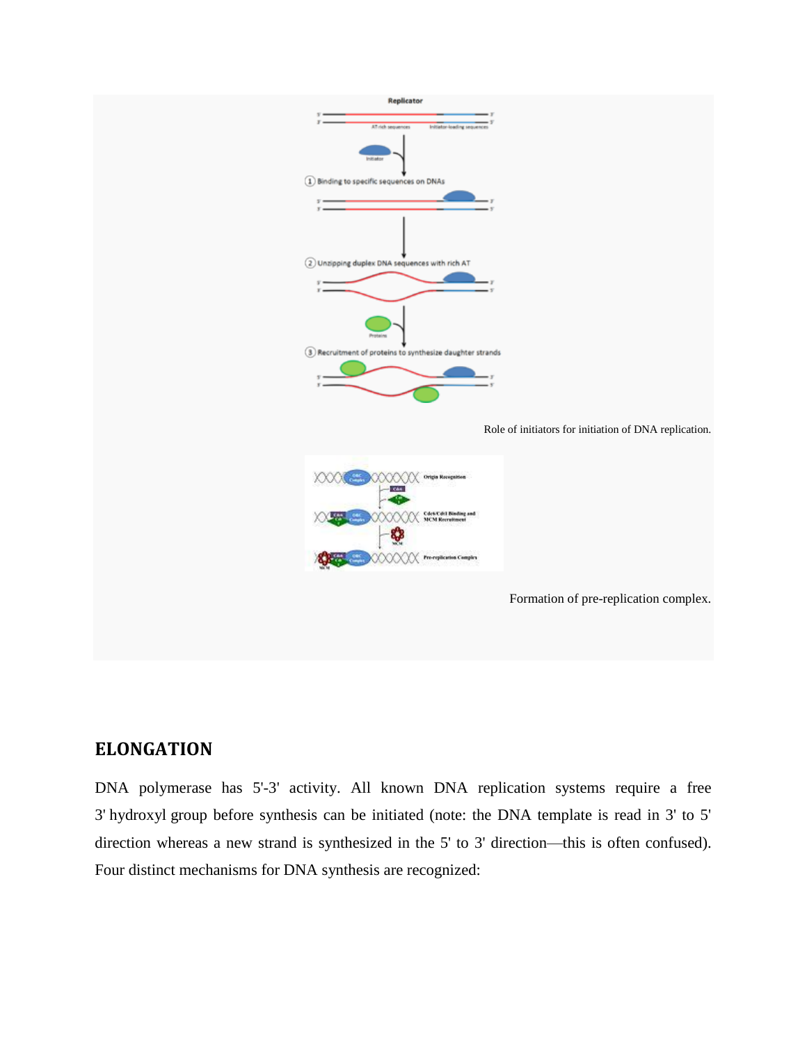Role of initiators for initiation of DNA replication.

Formation of pre-replication complex.

## ELONGATION

DNA polymerase has 5'-3' activity. All known DNA replication systems require a free 3' hydroxyl group before synthesis can be initiated (note: the DNA template is read in 3' to 5' direction whereas a new strand is synthesized in the 5' to 3' direction—this is often confused). Four distinct mechanisms for DNA synthesis are recognized: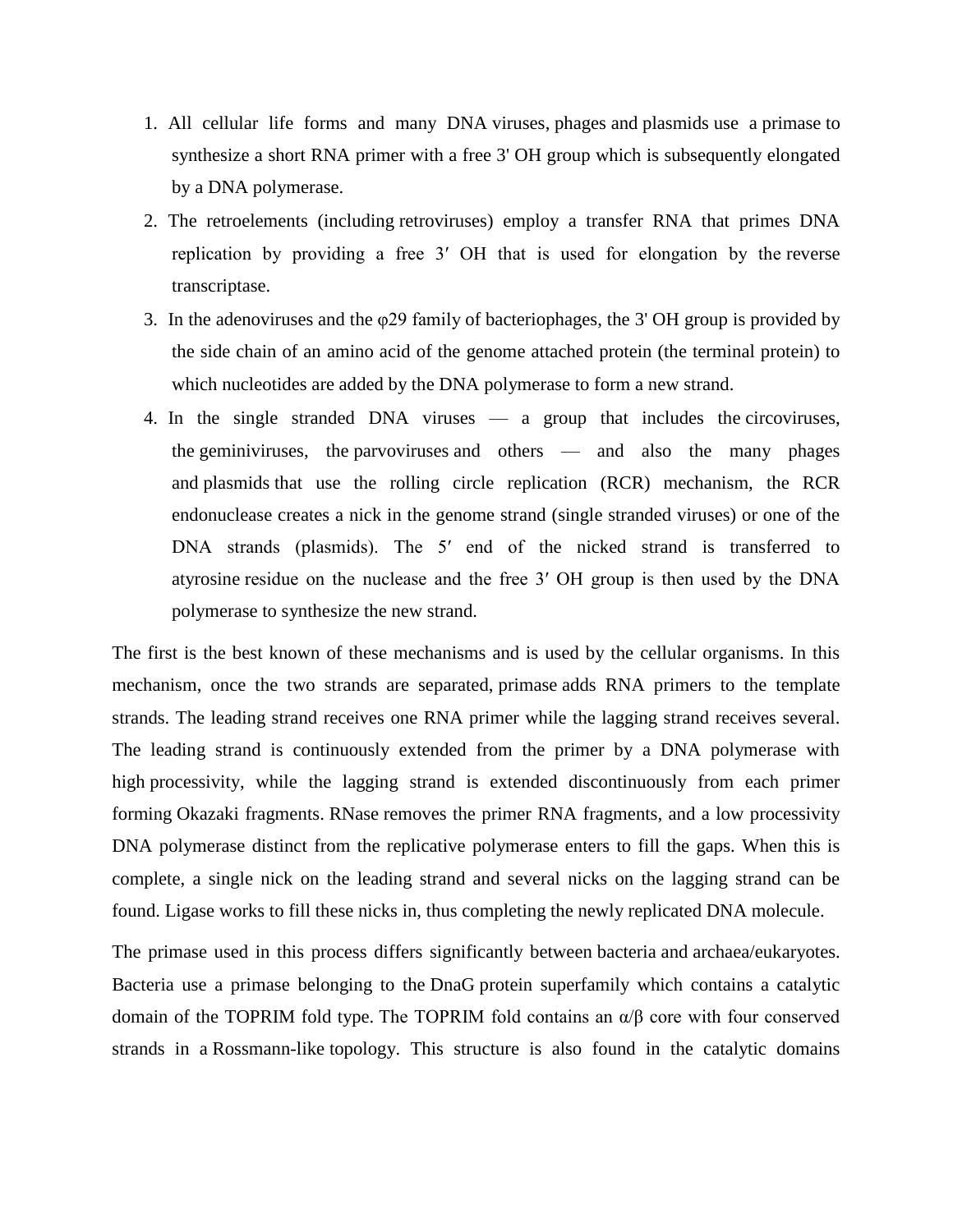1. All cellular life forms and many DNA viruses, phages and plasmids use a primase to synthesize a short RNA primer with a free 3' OH group which is subsequently elongated by a DNA polymerase.
2. The retroelements (including retroviruses) employ a transfer RNA that primes DNA replication by providing a free 3′ OH that is used for elongation by the reverse transcriptase.
3. In the adenoviruses and the φ29 family of bacteriophages, the 3' OH group is provided by the side chain of an amino acid of the genome attached protein (the terminal protein) to which nucleotides are added by the DNA polymerase to form a new strand.
4. In the single stranded DNA viruses — a group that includes the circoviruses, the geminiviruses, the parvoviruses and others — and also the many phages and plasmids that use the rolling circle replication (RCR) mechanism, the RCR endonuclease creates a nick in the genome strand (single stranded viruses) or one of the DNA strands (plasmids). The 5′ end of the nicked strand is transferred to atyrosine residue on the nuclease and the free 3′ OH group is then used by the DNA polymerase to synthesize the new strand.

The first is the best known of these mechanisms and is used by the cellular organisms. In this mechanism, once the two strands are separated, primase adds RNA primers to the template strands. The leading strand receives one RNA primer while the lagging strand receives several. The leading strand is continuously extended from the primer by a DNA polymerase with high processivity, while the lagging strand is extended discontinuously from each primer forming Okazaki fragments. RNase removes the primer RNA fragments, and a low processivity DNA polymerase distinct from the replicative polymerase enters to fill the gaps. When this is complete, a single nick on the leading strand and several nicks on the lagging strand can be found. Ligase works to fill these nicks in, thus completing the newly replicated DNA molecule.

The primase used in this process differs significantly between bacteria and archaea/eukaryotes. Bacteria use a primase belonging to the DnaG protein superfamily which contains a catalytic domain of the TOPRIM fold type. The TOPRIM fold contains an α/β core with four conserved strands in a Rossmann-like topology. This structure is also found in the catalytic domains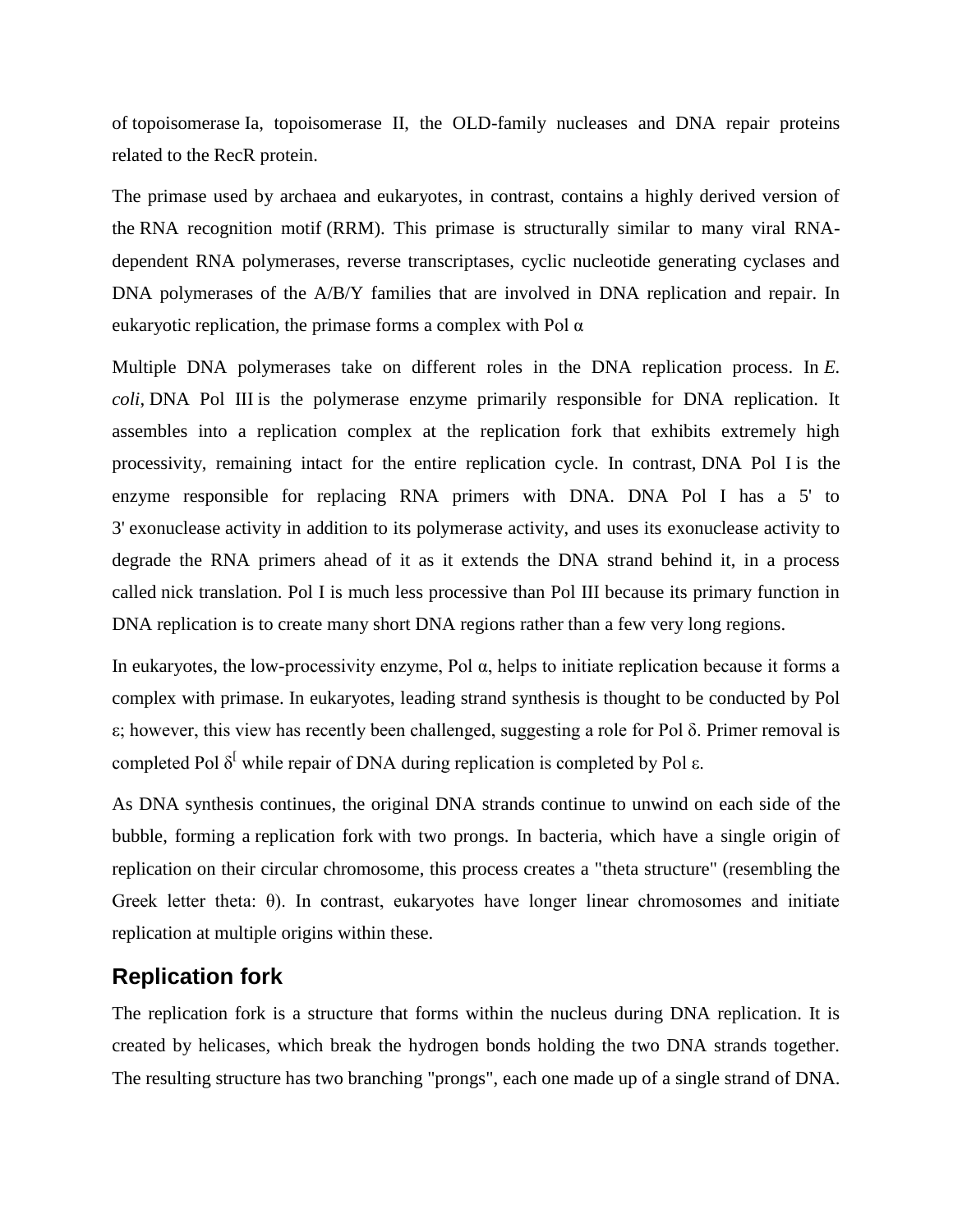of topoisomerase Ia, topoisomerase II, the OLD-family nucleases and DNA repair proteins related to the RecR protein.

The primase used by archaea and eukaryotes, in contrast, contains a highly derived version of the RNA recognition motif (RRM). This primase is structurally similar to many viral RNA-dependent RNA polymerases, reverse transcriptases, cyclic nucleotide generating cyclases and DNA polymerases of the A/B/Y families that are involved in DNA replication and repair. In eukaryotic replication, the primase forms a complex with Pol α

Multiple DNA polymerases take on different roles in the DNA replication process. In *E. coli*, DNA Pol III is the polymerase enzyme primarily responsible for DNA replication. It assembles into a replication complex at the replication fork that exhibits extremely high processivity, remaining intact for the entire replication cycle. In contrast, DNA Pol I is the enzyme responsible for replacing RNA primers with DNA. DNA Pol I has a 5' to 3' exonuclease activity in addition to its polymerase activity, and uses its exonuclease activity to degrade the RNA primers ahead of it as it extends the DNA strand behind it, in a process called nick translation. Pol I is much less processive than Pol III because its primary function in DNA replication is to create many short DNA regions rather than a few very long regions.

In eukaryotes, the low-processivity enzyme, Pol α, helps to initiate replication because it forms a complex with primase. In eukaryotes, leading strand synthesis is thought to be conducted by Pol ε; however, this view has recently been challenged, suggesting a role for Pol δ. Primer removal is completed Pol δ[ while repair of DNA during replication is completed by Pol ε.

As DNA synthesis continues, the original DNA strands continue to unwind on each side of the bubble, forming a replication fork with two prongs. In bacteria, which have a single origin of replication on their circular chromosome, this process creates a "theta structure" (resembling the Greek letter theta: θ). In contrast, eukaryotes have longer linear chromosomes and initiate replication at multiple origins within these.

## Replication fork

The replication fork is a structure that forms within the nucleus during DNA replication. It is created by helicases, which break the hydrogen bonds holding the two DNA strands together. The resulting structure has two branching "prongs", each one made up of a single strand of DNA.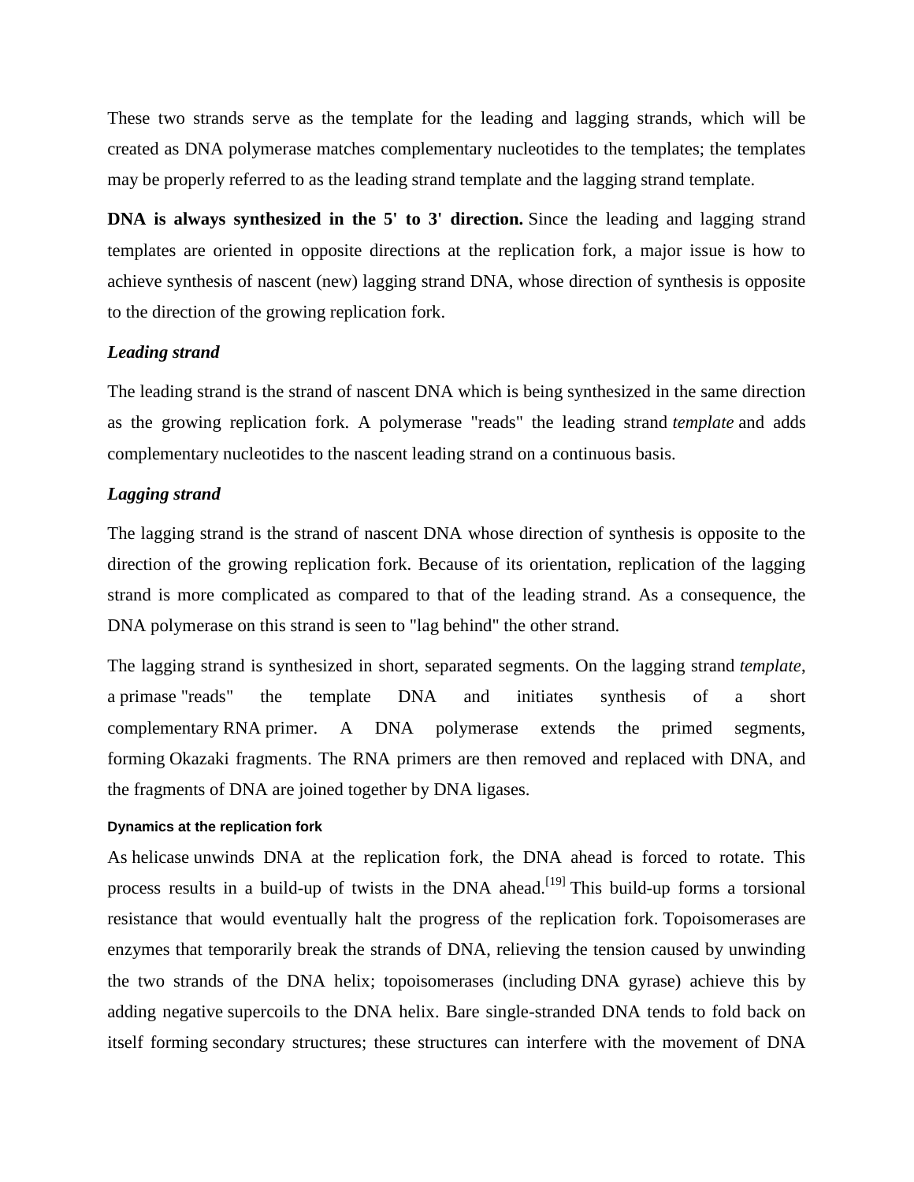These two strands serve as the template for the leading and lagging strands, which will be created as DNA polymerase matches complementary nucleotides to the templates; the templates may be properly referred to as the leading strand template and the lagging strand template.

**DNA is always synthesized in the 5' to 3' direction.** Since the leading and lagging strand templates are oriented in opposite directions at the replication fork, a major issue is how to achieve synthesis of nascent (new) lagging strand DNA, whose direction of synthesis is opposite to the direction of the growing replication fork.

### *Leading strand*

The leading strand is the strand of nascent DNA which is being synthesized in the same direction as the growing replication fork. A polymerase "reads" the leading strand *template* and adds complementary nucleotides to the nascent leading strand on a continuous basis.

### *Lagging strand*

The lagging strand is the strand of nascent DNA whose direction of synthesis is opposite to the direction of the growing replication fork. Because of its orientation, replication of the lagging strand is more complicated as compared to that of the leading strand. As a consequence, the DNA polymerase on this strand is seen to "lag behind" the other strand.

The lagging strand is synthesized in short, separated segments. On the lagging strand *template*, a primase "reads" the template DNA and initiates synthesis of a short complementary RNA primer. A DNA polymerase extends the primed segments, forming Okazaki fragments. The RNA primers are then removed and replaced with DNA, and the fragments of DNA are joined together by DNA ligases.

#### Dynamics at the replication fork

As helicase unwinds DNA at the replication fork, the DNA ahead is forced to rotate. This process results in a build-up of twists in the DNA ahead.[19] This build-up forms a torsional resistance that would eventually halt the progress of the replication fork. Topoisomerases are enzymes that temporarily break the strands of DNA, relieving the tension caused by unwinding the two strands of the DNA helix; topoisomerases (including DNA gyrase) achieve this by adding negative supercoils to the DNA helix. Bare single-stranded DNA tends to fold back on itself forming secondary structures; these structures can interfere with the movement of DNA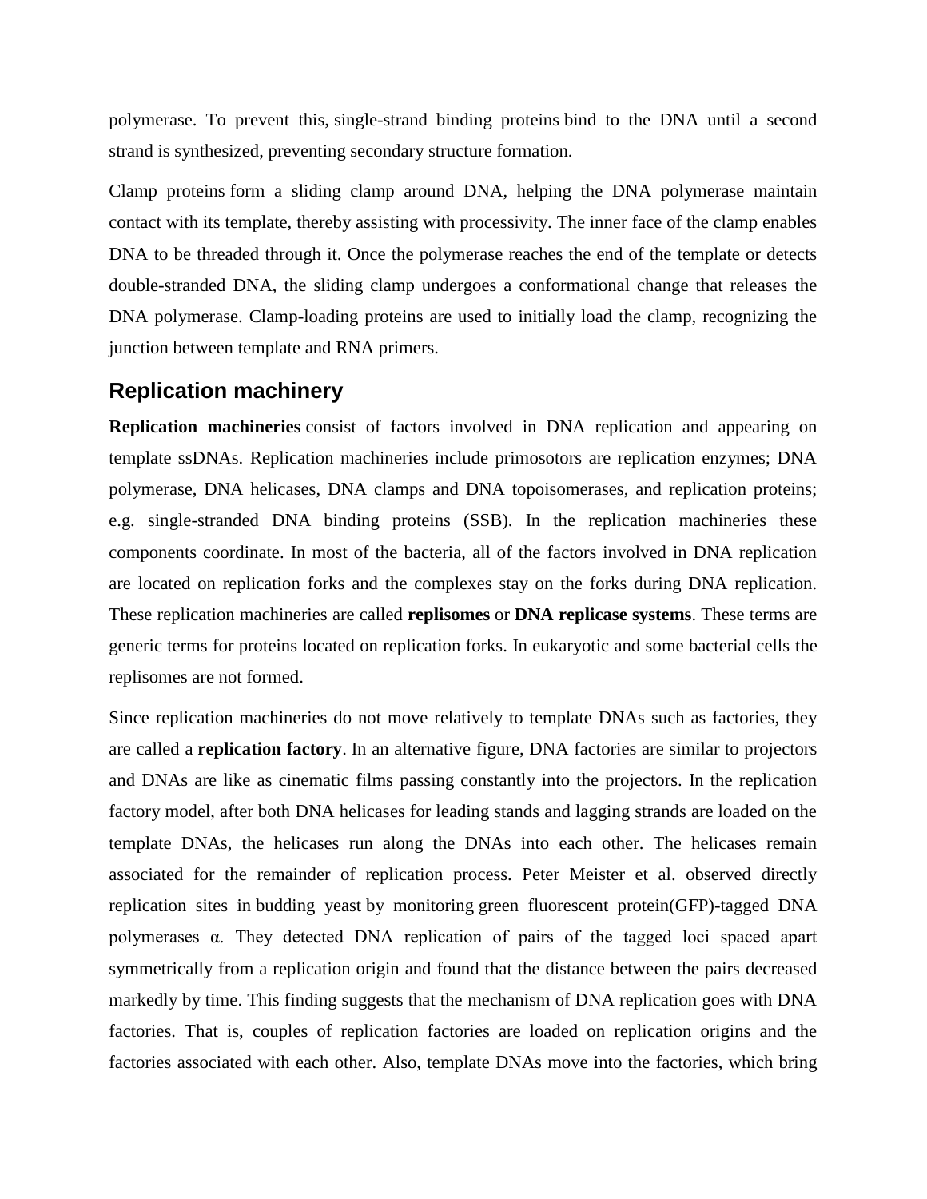polymerase. To prevent this, single-strand binding proteins bind to the DNA until a second strand is synthesized, preventing secondary structure formation.

Clamp proteins form a sliding clamp around DNA, helping the DNA polymerase maintain contact with its template, thereby assisting with processivity. The inner face of the clamp enables DNA to be threaded through it. Once the polymerase reaches the end of the template or detects double-stranded DNA, the sliding clamp undergoes a conformational change that releases the DNA polymerase. Clamp-loading proteins are used to initially load the clamp, recognizing the junction between template and RNA primers.

## Replication machinery

**Replication machineries** consist of factors involved in DNA replication and appearing on template ssDNAs. Replication machineries include primosotors are replication enzymes; DNA polymerase, DNA helicases, DNA clamps and DNA topoisomerases, and replication proteins; e.g. single-stranded DNA binding proteins (SSB). In the replication machineries these components coordinate. In most of the bacteria, all of the factors involved in DNA replication are located on replication forks and the complexes stay on the forks during DNA replication. These replication machineries are called **replisomes** or **DNA replicase systems**. These terms are generic terms for proteins located on replication forks. In eukaryotic and some bacterial cells the replisomes are not formed.

Since replication machineries do not move relatively to template DNAs such as factories, they are called a **replication factory**. In an alternative figure, DNA factories are similar to projectors and DNAs are like as cinematic films passing constantly into the projectors. In the replication factory model, after both DNA helicases for leading stands and lagging strands are loaded on the template DNAs, the helicases run along the DNAs into each other. The helicases remain associated for the remainder of replication process. Peter Meister et al. observed directly replication sites in budding yeast by monitoring green fluorescent protein(GFP)-tagged DNA polymerases α. They detected DNA replication of pairs of the tagged loci spaced apart symmetrically from a replication origin and found that the distance between the pairs decreased markedly by time. This finding suggests that the mechanism of DNA replication goes with DNA factories. That is, couples of replication factories are loaded on replication origins and the factories associated with each other. Also, template DNAs move into the factories, which bring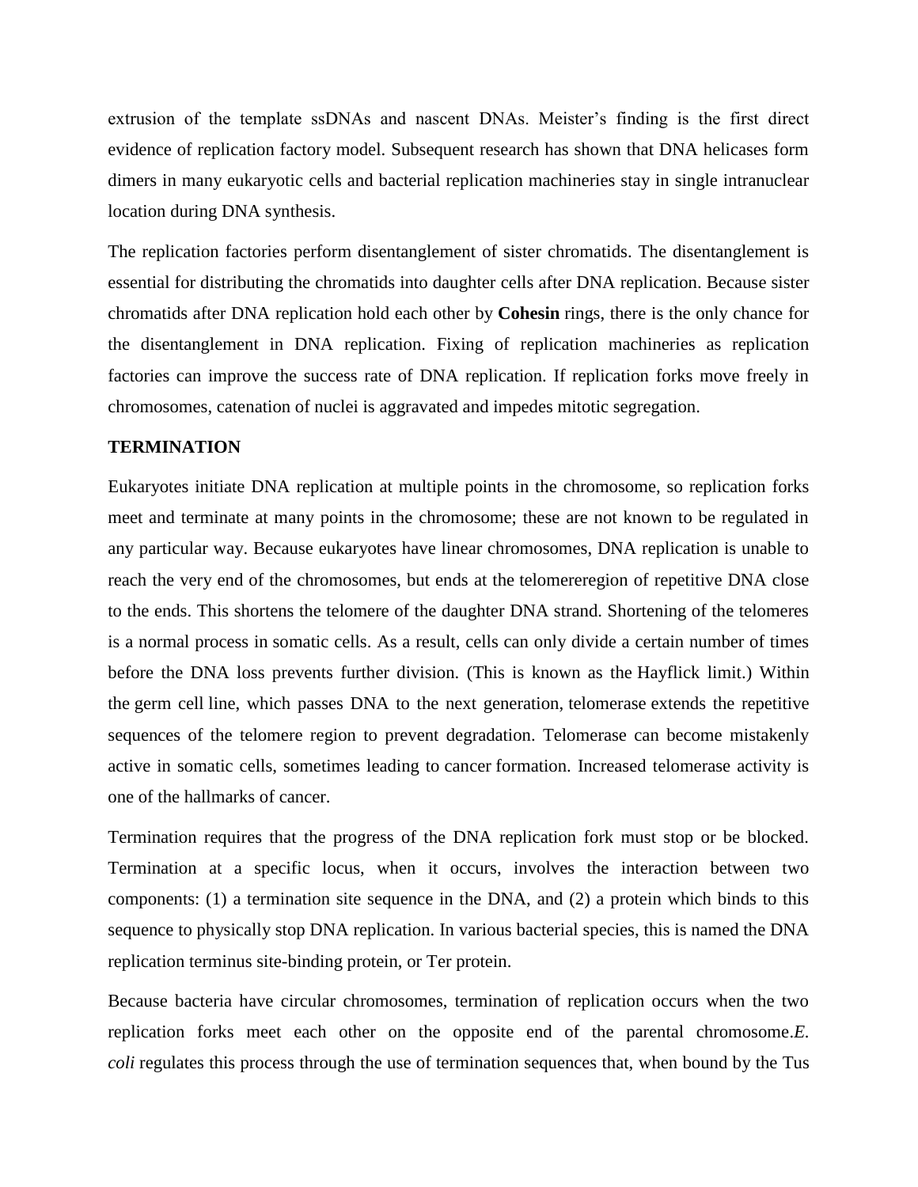extrusion of the template ssDNAs and nascent DNAs. Meister's finding is the first direct evidence of replication factory model. Subsequent research has shown that DNA helicases form dimers in many eukaryotic cells and bacterial replication machineries stay in single intranuclear location during DNA synthesis.

The replication factories perform disentanglement of sister chromatids. The disentanglement is essential for distributing the chromatids into daughter cells after DNA replication. Because sister chromatids after DNA replication hold each other by **Cohesin** rings, there is the only chance for the disentanglement in DNA replication. Fixing of replication machineries as replication factories can improve the success rate of DNA replication. If replication forks move freely in chromosomes, catenation of nuclei is aggravated and impedes mitotic segregation.

## TERMINATION

Eukaryotes initiate DNA replication at multiple points in the chromosome, so replication forks meet and terminate at many points in the chromosome; these are not known to be regulated in any particular way. Because eukaryotes have linear chromosomes, DNA replication is unable to reach the very end of the chromosomes, but ends at the telomereregion of repetitive DNA close to the ends. This shortens the telomere of the daughter DNA strand. Shortening of the telomeres is a normal process in somatic cells. As a result, cells can only divide a certain number of times before the DNA loss prevents further division. (This is known as the Hayflick limit.) Within the germ cell line, which passes DNA to the next generation, telomerase extends the repetitive sequences of the telomere region to prevent degradation. Telomerase can become mistakenly active in somatic cells, sometimes leading to cancer formation. Increased telomerase activity is one of the hallmarks of cancer.

Termination requires that the progress of the DNA replication fork must stop or be blocked. Termination at a specific locus, when it occurs, involves the interaction between two components: (1) a termination site sequence in the DNA, and (2) a protein which binds to this sequence to physically stop DNA replication. In various bacterial species, this is named the DNA replication terminus site-binding protein, or Ter protein.

Because bacteria have circular chromosomes, termination of replication occurs when the two replication forks meet each other on the opposite end of the parental chromosome.*E. coli* regulates this process through the use of termination sequences that, when bound by the Tus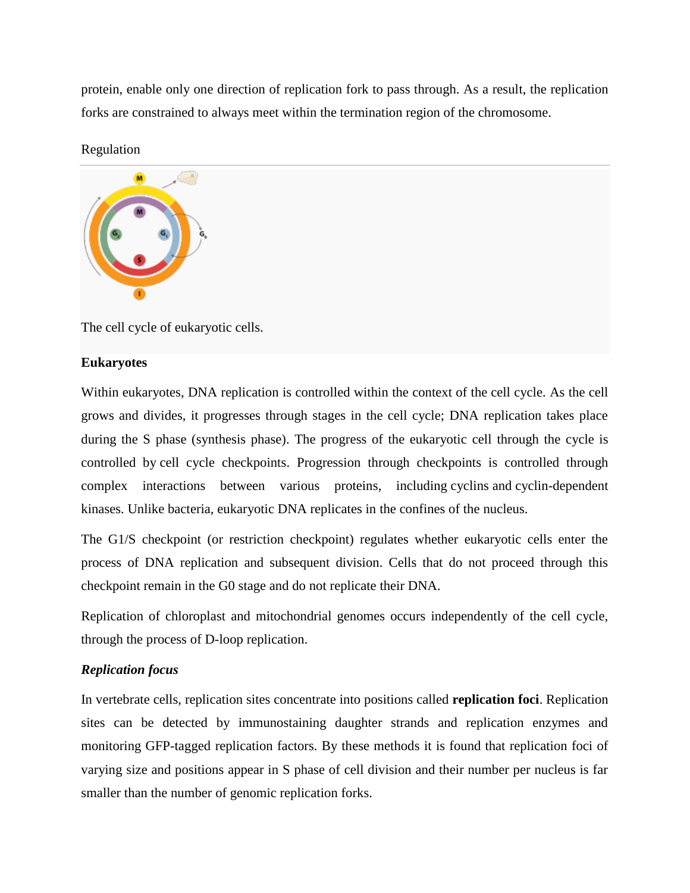protein, enable only one direction of replication fork to pass through. As a result, the replication forks are constrained to always meet within the termination region of the chromosome.

Regulation

The cell cycle of eukaryotic cells.

**Eukaryotes**

Within eukaryotes, DNA replication is controlled within the context of the cell cycle. As the cell grows and divides, it progresses through stages in the cell cycle; DNA replication takes place during the S phase (synthesis phase). The progress of the eukaryotic cell through the cycle is controlled by cell cycle checkpoints. Progression through checkpoints is controlled through complex interactions between various proteins, including cyclins and cyclin-dependent kinases. Unlike bacteria, eukaryotic DNA replicates in the confines of the nucleus.

The G1/S checkpoint (or restriction checkpoint) regulates whether eukaryotic cells enter the process of DNA replication and subsequent division. Cells that do not proceed through this checkpoint remain in the G0 stage and do not replicate their DNA.

Replication of chloroplast and mitochondrial genomes occurs independently of the cell cycle, through the process of D-loop replication.

***Replication focus***

In vertebrate cells, replication sites concentrate into positions called **replication foci**. Replication sites can be detected by immunostaining daughter strands and replication enzymes and monitoring GFP-tagged replication factors. By these methods it is found that replication foci of varying size and positions appear in S phase of cell division and their number per nucleus is far smaller than the number of genomic replication forks.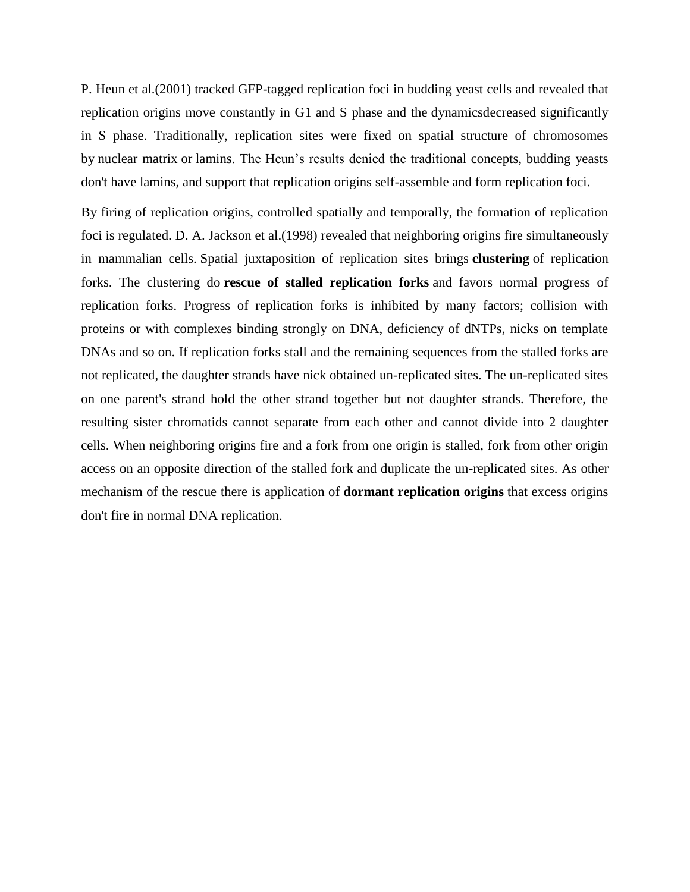P. Heun et al.(2001) tracked GFP-tagged replication foci in budding yeast cells and revealed that replication origins move constantly in G1 and S phase and the dynamicsdecreased significantly in S phase. Traditionally, replication sites were fixed on spatial structure of chromosomes by nuclear matrix or lamins. The Heun's results denied the traditional concepts, budding yeasts don't have lamins, and support that replication origins self-assemble and form replication foci.

By firing of replication origins, controlled spatially and temporally, the formation of replication foci is regulated. D. A. Jackson et al.(1998) revealed that neighboring origins fire simultaneously in mammalian cells. Spatial juxtaposition of replication sites brings **clustering** of replication forks. The clustering do **rescue of stalled replication forks** and favors normal progress of replication forks. Progress of replication forks is inhibited by many factors; collision with proteins or with complexes binding strongly on DNA, deficiency of dNTPs, nicks on template DNAs and so on. If replication forks stall and the remaining sequences from the stalled forks are not replicated, the daughter strands have nick obtained un-replicated sites. The un-replicated sites on one parent's strand hold the other strand together but not daughter strands. Therefore, the resulting sister chromatids cannot separate from each other and cannot divide into 2 daughter cells. When neighboring origins fire and a fork from one origin is stalled, fork from other origin access on an opposite direction of the stalled fork and duplicate the un-replicated sites. As other mechanism of the rescue there is application of **dormant replication origins** that excess origins don't fire in normal DNA replication.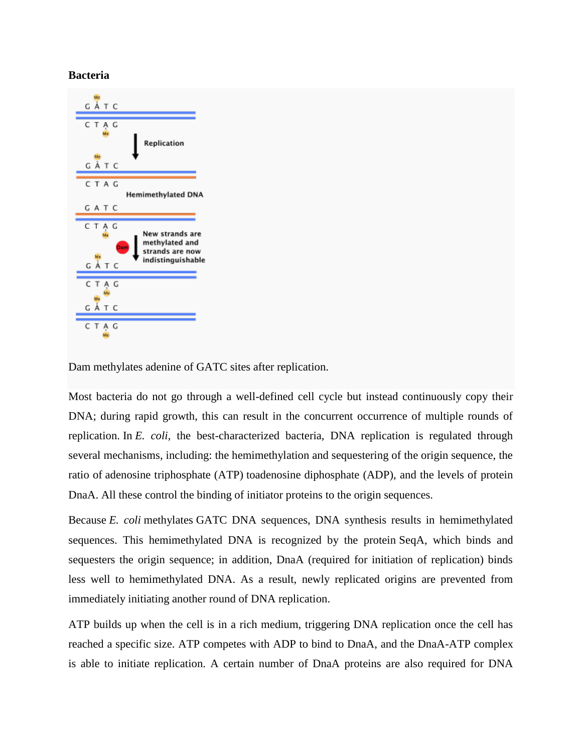**Bacteria**

Dam methylates adenine of GATC sites after replication.

Most bacteria do not go through a well-defined cell cycle but instead continuously copy their DNA; during rapid growth, this can result in the concurrent occurrence of multiple rounds of replication. In *E. coli*, the best-characterized bacteria, DNA replication is regulated through several mechanisms, including: the hemimethylation and sequestering of the origin sequence, the ratio of adenosine triphosphate (ATP) toadenosine diphosphate (ADP), and the levels of protein DnaA. All these control the binding of initiator proteins to the origin sequences.

Because *E. coli* methylates GATC DNA sequences, DNA synthesis results in hemimethylated sequences. This hemimethylated DNA is recognized by the protein SeqA, which binds and sequesters the origin sequence; in addition, DnaA (required for initiation of replication) binds less well to hemimethylated DNA. As a result, newly replicated origins are prevented from immediately initiating another round of DNA replication.

ATP builds up when the cell is in a rich medium, triggering DNA replication once the cell has reached a specific size. ATP competes with ADP to bind to DnaA, and the DnaA-ATP complex is able to initiate replication. A certain number of DnaA proteins are also required for DNA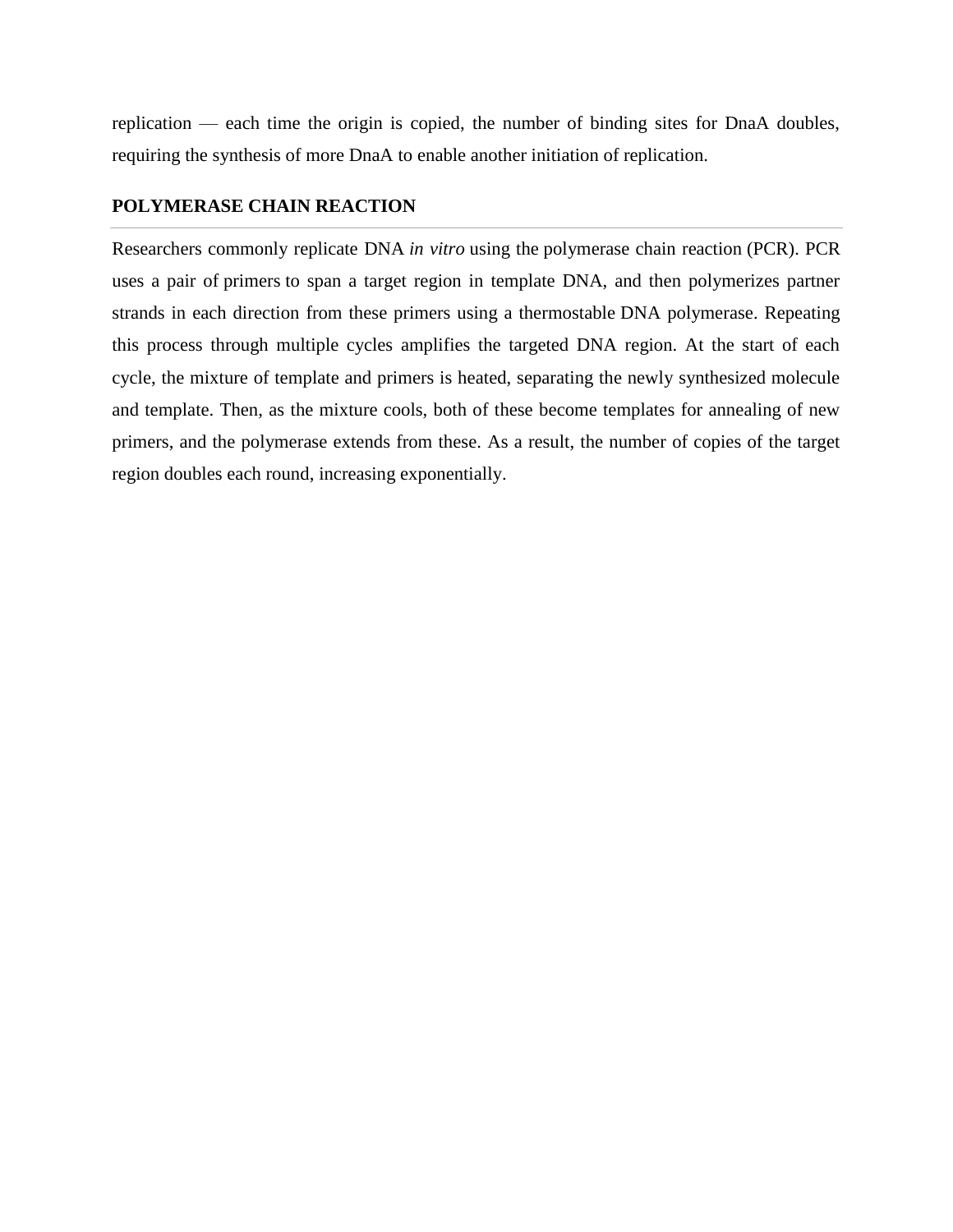replication — each time the origin is copied, the number of binding sites for DnaA doubles, requiring the synthesis of more DnaA to enable another initiation of replication.

## POLYMERASE CHAIN REACTION

Researchers commonly replicate DNA *in vitro* using the polymerase chain reaction (PCR). PCR uses a pair of primers to span a target region in template DNA, and then polymerizes partner strands in each direction from these primers using a thermostable DNA polymerase. Repeating this process through multiple cycles amplifies the targeted DNA region. At the start of each cycle, the mixture of template and primers is heated, separating the newly synthesized molecule and template. Then, as the mixture cools, both of these become templates for annealing of new primers, and the polymerase extends from these. As a result, the number of copies of the target region doubles each round, increasing exponentially.